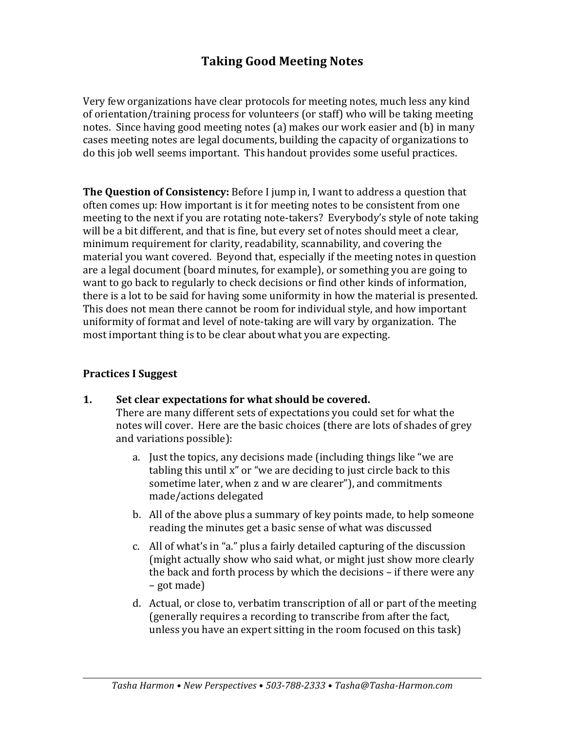# Taking Good Meeting Notes

Very few organizations have clear protocols for meeting notes, much less any kind of orientation/training process for volunteers (or staff) who will be taking meeting notes. Since having good meeting notes (a) makes our work easier and (b) in many cases meeting notes are legal documents, building the capacity of organizations to do this job well seems important. This handout provides some useful practices.

**The Question of Consistency:** Before I jump in, I want to address a question that often comes up: How important is it for meeting notes to be consistent from one meeting to the next if you are rotating note-takers? Everybody's style of note taking will be a bit different, and that is fine, but every set of notes should meet a clear, minimum requirement for clarity, readability, scannability, and covering the material you want covered. Beyond that, especially if the meeting notes in question are a legal document (board minutes, for example), or something you are going to want to go back to regularly to check decisions or find other kinds of information, there is a lot to be said for having some uniformity in how the material is presented. This does not mean there cannot be room for individual style, and how important uniformity of format and level of note-taking are will vary by organization. The most important thing is to be clear about what you are expecting.

## Practices I Suggest

1. **Set clear expectations for what should be covered.**
   There are many different sets of expectations you could set for what the notes will cover. Here are the basic choices (there are lots of shades of grey and variations possible):

   a. Just the topics, any decisions made (including things like "we are tabling this until x" or "we are deciding to just circle back to this sometime later, when z and w are clearer"), and commitments made/actions delegated

   b. All of the above plus a summary of key points made, to help someone reading the minutes get a basic sense of what was discussed

   c. All of what's in "a." plus a fairly detailed capturing of the discussion (might actually show who said what, or might just show more clearly the back and forth process by which the decisions – if there were any – got made)

   d. Actual, or close to, verbatim transcription of all or part of the meeting (generally requires a recording to transcribe from after the fact, unless you have an expert sitting in the room focused on this task)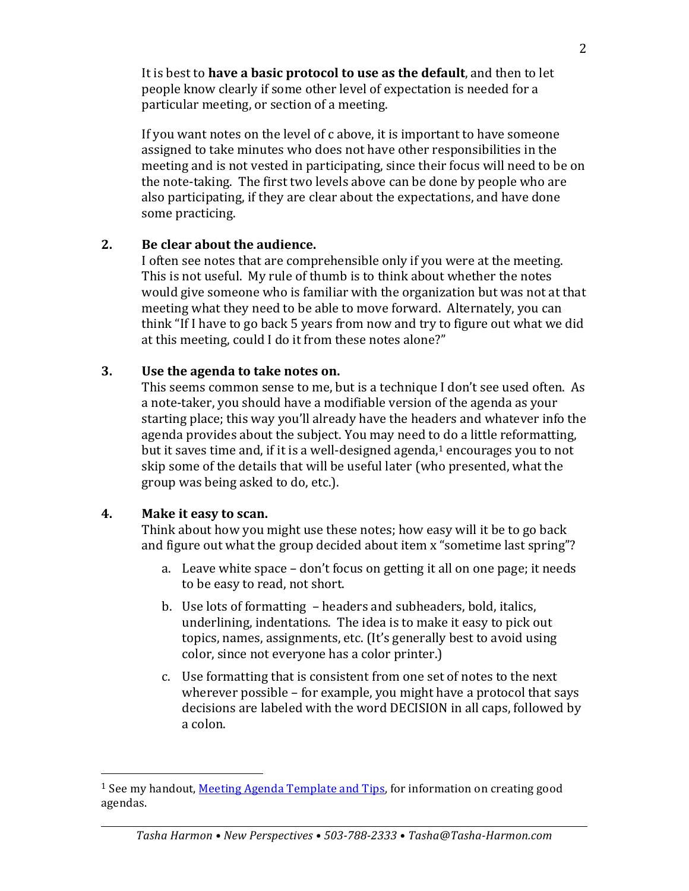It is best to **have a basic protocol to use as the default**, and then to let people know clearly if some other level of expectation is needed for a particular meeting, or section of a meeting.

If you want notes on the level of c above, it is important to have someone assigned to take minutes who does not have other responsibilities in the meeting and is not vested in participating, since their focus will need to be on the note-taking. The first two levels above can be done by people who are also participating, if they are clear about the expectations, and have done some practicing.

**2. Be clear about the audience.**

I often see notes that are comprehensible only if you were at the meeting. This is not useful. My rule of thumb is to think about whether the notes would give someone who is familiar with the organization but was not at that meeting what they need to be able to move forward. Alternately, you can think "If I have to go back 5 years from now and try to figure out what we did at this meeting, could I do it from these notes alone?"

**3. Use the agenda to take notes on.**

This seems common sense to me, but is a technique I don't see used often. As a note-taker, you should have a modifiable version of the agenda as your starting place; this way you'll already have the headers and whatever info the agenda provides about the subject. You may need to do a little reformatting, but it saves time and, if it is a well-designed agenda,[1] encourages you to not skip some of the details that will be useful later (who presented, what the group was being asked to do, etc.).

**4. Make it easy to scan.**

Think about how you might use these notes; how easy will it be to go back and figure out what the group decided about item x "sometime last spring"?

a. Leave white space – don't focus on getting it all on one page; it needs to be easy to read, not short.

b. Use lots of formatting – headers and subheaders, bold, italics, underlining, indentations. The idea is to make it easy to pick out topics, names, assignments, etc. (It's generally best to avoid using color, since not everyone has a color printer.)

c. Use formatting that is consistent from one set of notes to the next wherever possible – for example, you might have a protocol that says decisions are labeled with the word DECISION in all caps, followed by a colon.

---

[1] See my handout, Meeting Agenda Template and Tips, for information on creating good agendas.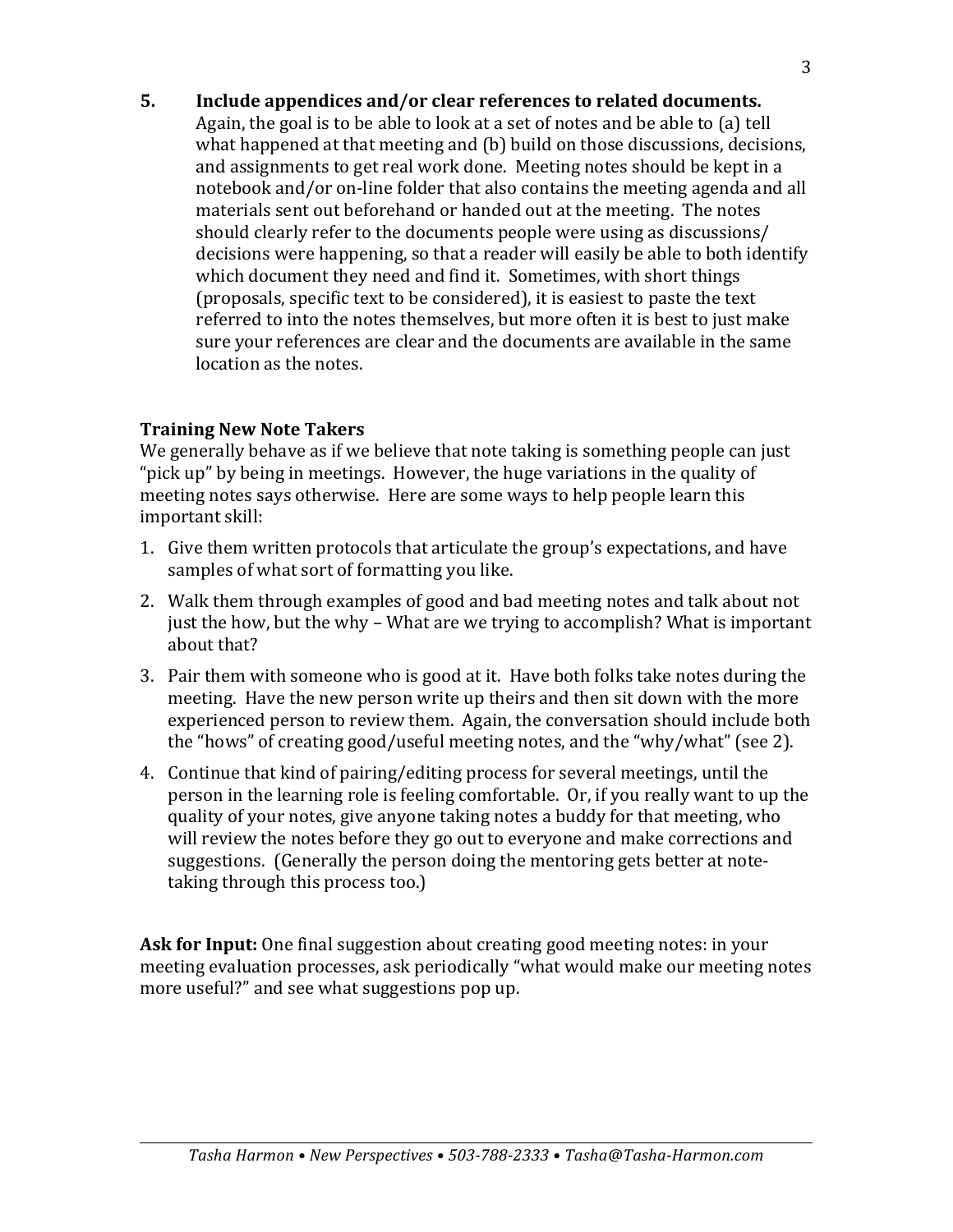5. **Include appendices and/or clear references to related documents.** Again, the goal is to be able to look at a set of notes and be able to (a) tell what happened at that meeting and (b) build on those discussions, decisions, and assignments to get real work done. Meeting notes should be kept in a notebook and/or on-line folder that also contains the meeting agenda and all materials sent out beforehand or handed out at the meeting. The notes should clearly refer to the documents people were using as discussions/ decisions were happening, so that a reader will easily be able to both identify which document they need and find it. Sometimes, with short things (proposals, specific text to be considered), it is easiest to paste the text referred to into the notes themselves, but more often it is best to just make sure your references are clear and the documents are available in the same location as the notes.

**Training New Note Takers**

We generally behave as if we believe that note taking is something people can just "pick up" by being in meetings. However, the huge variations in the quality of meeting notes says otherwise. Here are some ways to help people learn this important skill:

1. Give them written protocols that articulate the group's expectations, and have samples of what sort of formatting you like.
2. Walk them through examples of good and bad meeting notes and talk about not just the how, but the why – What are we trying to accomplish? What is important about that?
3. Pair them with someone who is good at it. Have both folks take notes during the meeting. Have the new person write up theirs and then sit down with the more experienced person to review them. Again, the conversation should include both the "hows" of creating good/useful meeting notes, and the "why/what" (see 2).
4. Continue that kind of pairing/editing process for several meetings, until the person in the learning role is feeling comfortable. Or, if you really want to up the quality of your notes, give anyone taking notes a buddy for that meeting, who will review the notes before they go out to everyone and make corrections and suggestions. (Generally the person doing the mentoring gets better at note-taking through this process too.)

**Ask for Input:** One final suggestion about creating good meeting notes: in your meeting evaluation processes, ask periodically "what would make our meeting notes more useful?" and see what suggestions pop up.